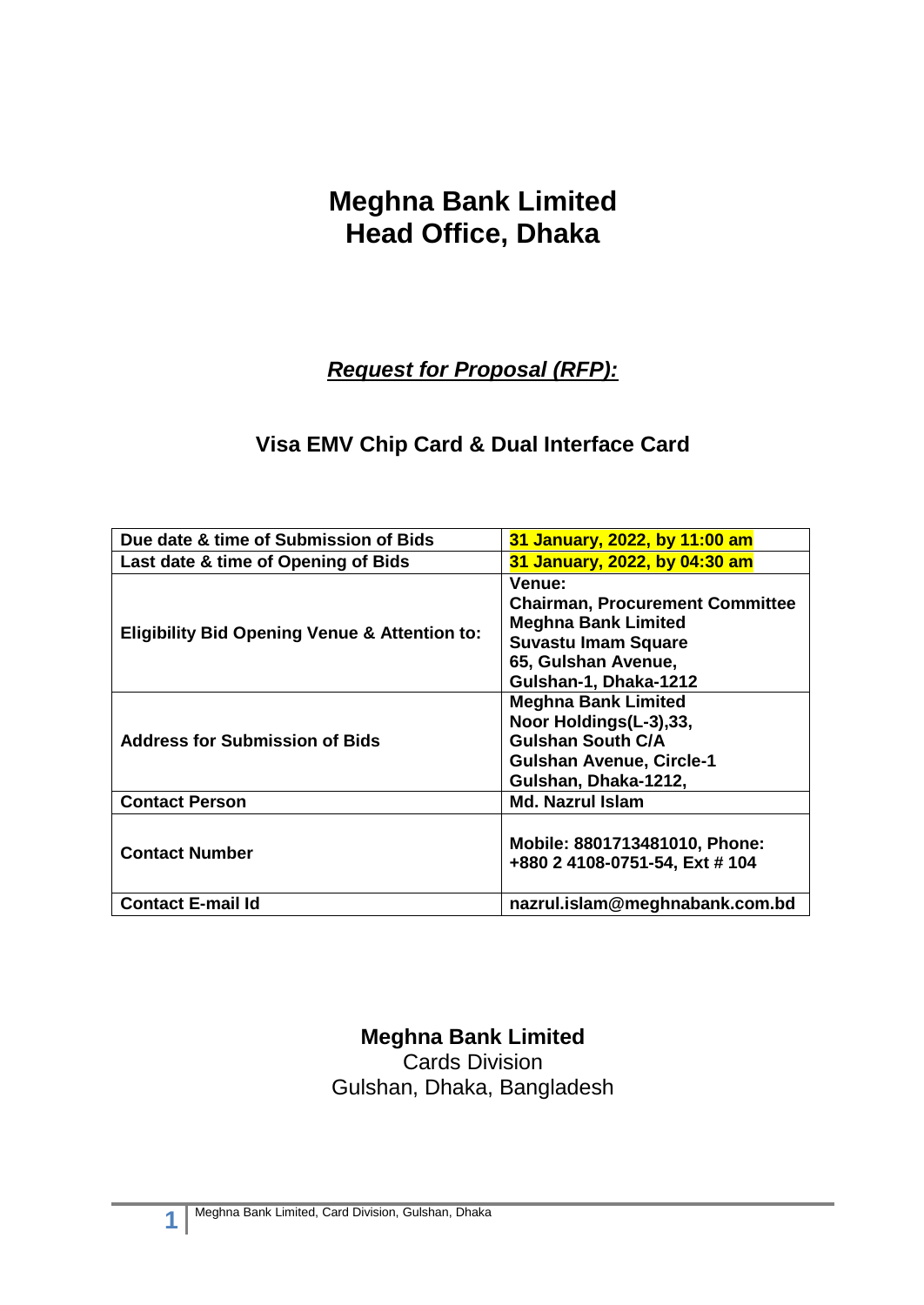# Meghna Bank Limited
# Head Office, Dhaka

## ***Request for Proposal (RFP):***

## Visa EMV Chip Card & Dual Interface Card

| **Due date & time of Submission of Bids** | **31 January, 2022, by 11:00 am** |
|---|---|
| **Last date & time of Opening of Bids** | **31 January, 2022, by 04:30 am** |
| **Eligibility Bid Opening Venue & Attention to:** | **Venue:**<br>**Chairman, Procurement Committee**<br>**Meghna Bank Limited**<br>**Suvastu Imam Square**<br>**65, Gulshan Avenue,**<br>**Gulshan-1, Dhaka-1212** |
| **Address for Submission of Bids** | **Meghna Bank Limited**<br>**Noor Holdings(L-3),33,**<br>**Gulshan South C/A**<br>**Gulshan Avenue, Circle-1**<br>**Gulshan, Dhaka-1212,** |
| **Contact Person** | **Md. Nazrul Islam** |
| **Contact Number** | **Mobile: 8801713481010, Phone: +880 2 4108-0751-54, Ext # 104** |
| **Contact E-mail Id** | **nazrul.islam@meghnabank.com.bd** |

**Meghna Bank Limited**
Cards Division
Gulshan, Dhaka, Bangladesh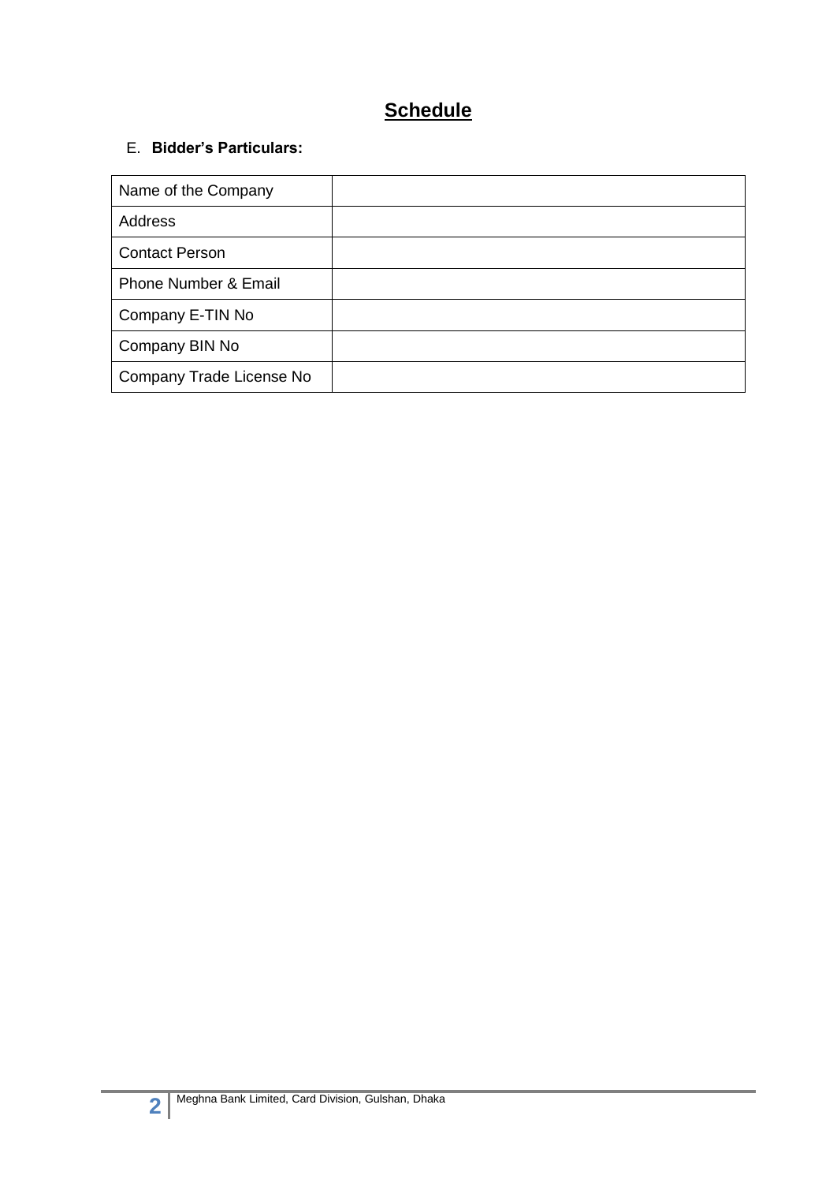# Schedule

E. **Bidder's Particulars:**

| | |
|---|---|
| Name of the Company | |
| Address | |
| Contact Person | |
| Phone Number & Email | |
| Company E-TIN No | |
| Company BIN No | |
| Company Trade License No | |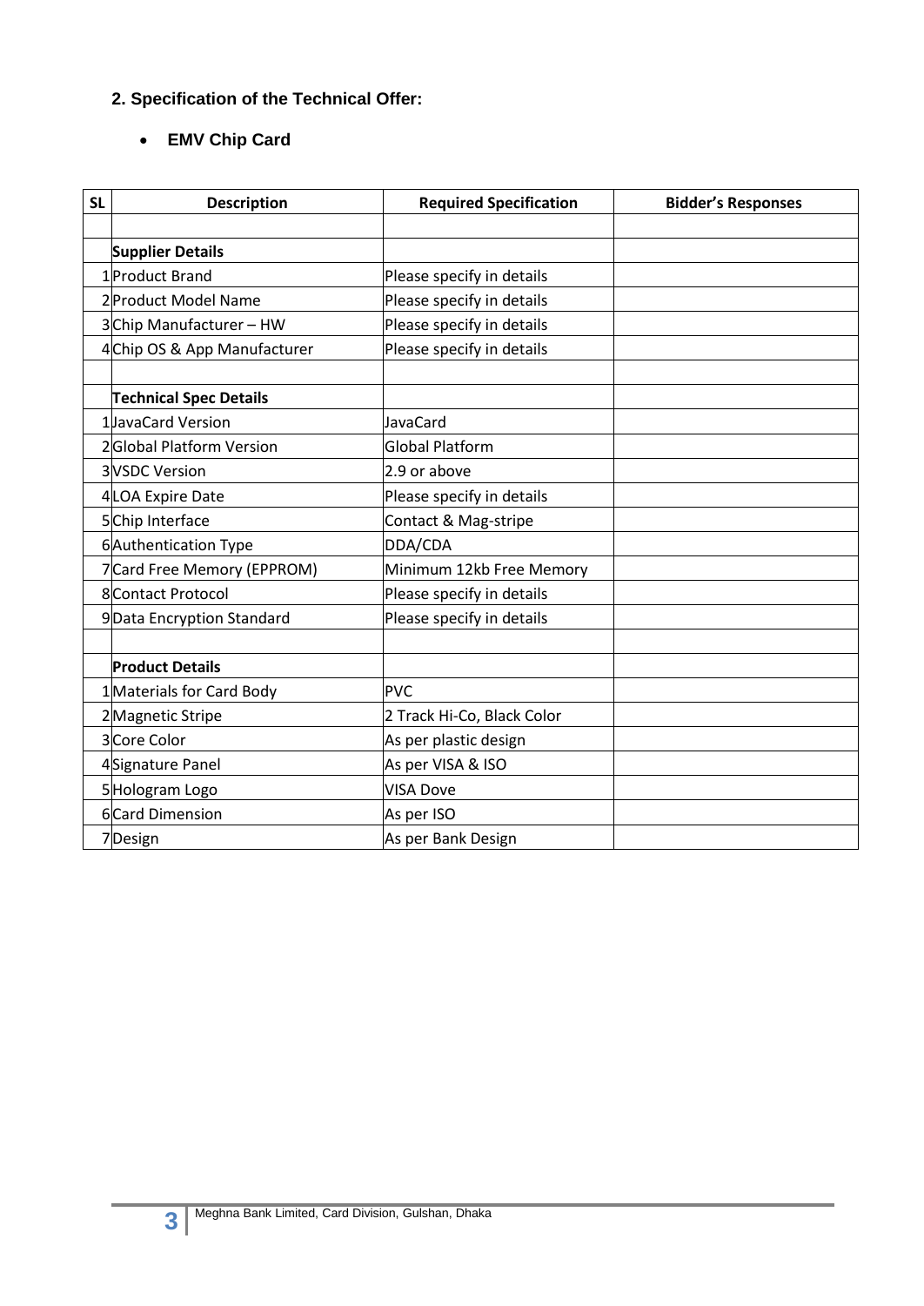## 2. Specification of the Technical Offer:

- **EMV Chip Card**

| SL | Description | Required Specification | Bidder's Responses |
|---|---|---|---|
| | | | |
| | **Supplier Details** | | |
| 1 | Product Brand | Please specify in details | |
| 2 | Product Model Name | Please specify in details | |
| 3 | Chip Manufacturer – HW | Please specify in details | |
| 4 | Chip OS & App Manufacturer | Please specify in details | |
| | | | |
| | **Technical Spec Details** | | |
| 1 | JavaCard Version | JavaCard | |
| 2 | Global Platform Version | Global Platform | |
| 3 | VSDC Version | 2.9 or above | |
| 4 | LOA Expire Date | Please specify in details | |
| 5 | Chip Interface | Contact & Mag-stripe | |
| 6 | Authentication Type | DDA/CDA | |
| 7 | Card Free Memory (EPPROM) | Minimum 12kb Free Memory | |
| 8 | Contact Protocol | Please specify in details | |
| 9 | Data Encryption Standard | Please specify in details | |
| | | | |
| | **Product Details** | | |
| 1 | Materials for Card Body | PVC | |
| 2 | Magnetic Stripe | 2 Track Hi-Co, Black Color | |
| 3 | Core Color | As per plastic design | |
| 4 | Signature Panel | As per VISA & ISO | |
| 5 | Hologram Logo | VISA Dove | |
| 6 | Card Dimension | As per ISO | |
| 7 | Design | As per Bank Design | |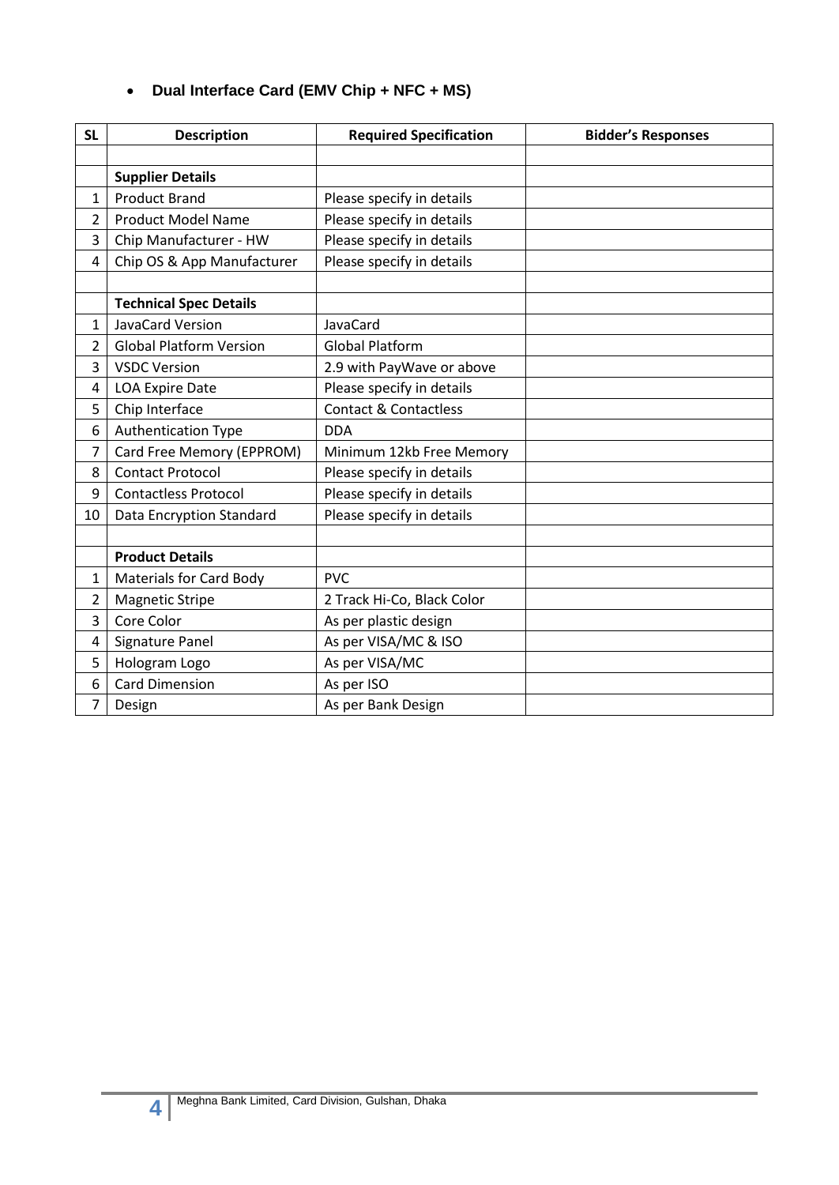- **Dual Interface Card (EMV Chip + NFC + MS)**

| SL | Description | Required Specification | Bidder's Responses |
|---|---|---|---|
| | | | |
| | **Supplier Details** | | |
| 1 | Product Brand | Please specify in details | |
| 2 | Product Model Name | Please specify in details | |
| 3 | Chip Manufacturer - HW | Please specify in details | |
| 4 | Chip OS & App Manufacturer | Please specify in details | |
| | | | |
| | **Technical Spec Details** | | |
| 1 | JavaCard Version | JavaCard | |
| 2 | Global Platform Version | Global Platform | |
| 3 | VSDC Version | 2.9 with PayWave or above | |
| 4 | LOA Expire Date | Please specify in details | |
| 5 | Chip Interface | Contact & Contactless | |
| 6 | Authentication Type | DDA | |
| 7 | Card Free Memory (EPPROM) | Minimum 12kb Free Memory | |
| 8 | Contact Protocol | Please specify in details | |
| 9 | Contactless Protocol | Please specify in details | |
| 10 | Data Encryption Standard | Please specify in details | |
| | | | |
| | **Product Details** | | |
| 1 | Materials for Card Body | PVC | |
| 2 | Magnetic Stripe | 2 Track Hi-Co, Black Color | |
| 3 | Core Color | As per plastic design | |
| 4 | Signature Panel | As per VISA/MC & ISO | |
| 5 | Hologram Logo | As per VISA/MC | |
| 6 | Card Dimension | As per ISO | |
| 7 | Design | As per Bank Design | |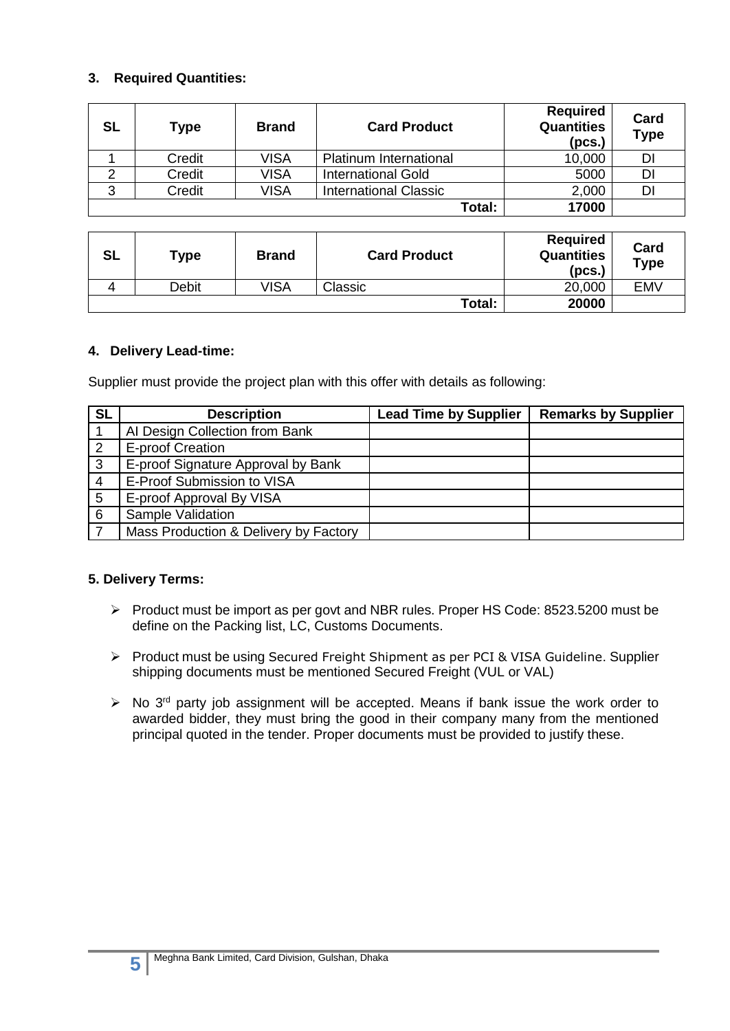### 3. Required Quantities:

| SL | Type | Brand | Card Product | Required Quantities (pcs.) | Card Type |
|---|---|---|---|---|---|
| 1 | Credit | VISA | Platinum International | 10,000 | DI |
| 2 | Credit | VISA | International Gold | 5000 | DI |
| 3 | Credit | VISA | International Classic | 2,000 | DI |
| | | | **Total:** | **17000** | |

| SL | Type | Brand | Card Product | Required Quantities (pcs.) | Card Type |
|---|---|---|---|---|---|
| 4 | Debit | VISA | Classic | 20,000 | EMV |
| | | | **Total:** | **20000** | |

### 4. Delivery Lead-time:

Supplier must provide the project plan with this offer with details as following:

| SL | Description | Lead Time by Supplier | Remarks by Supplier |
|---|---|---|---|
| 1 | AI Design Collection from Bank | | |
| 2 | E-proof Creation | | |
| 3 | E-proof Signature Approval by Bank | | |
| 4 | E-Proof Submission to VISA | | |
| 5 | E-proof Approval By VISA | | |
| 6 | Sample Validation | | |
| 7 | Mass Production & Delivery by Factory | | |

### 5. Delivery Terms:

- Product must be import as per govt and NBR rules. Proper HS Code: 8523.5200 must be define on the Packing list, LC, Customs Documents.
- Product must be using Secured Freight Shipment as per PCI & VISA Guideline. Supplier shipping documents must be mentioned Secured Freight (VUL or VAL)
- No 3rd party job assignment will be accepted. Means if bank issue the work order to awarded bidder, they must bring the good in their company many from the mentioned principal quoted in the tender. Proper documents must be provided to justify these.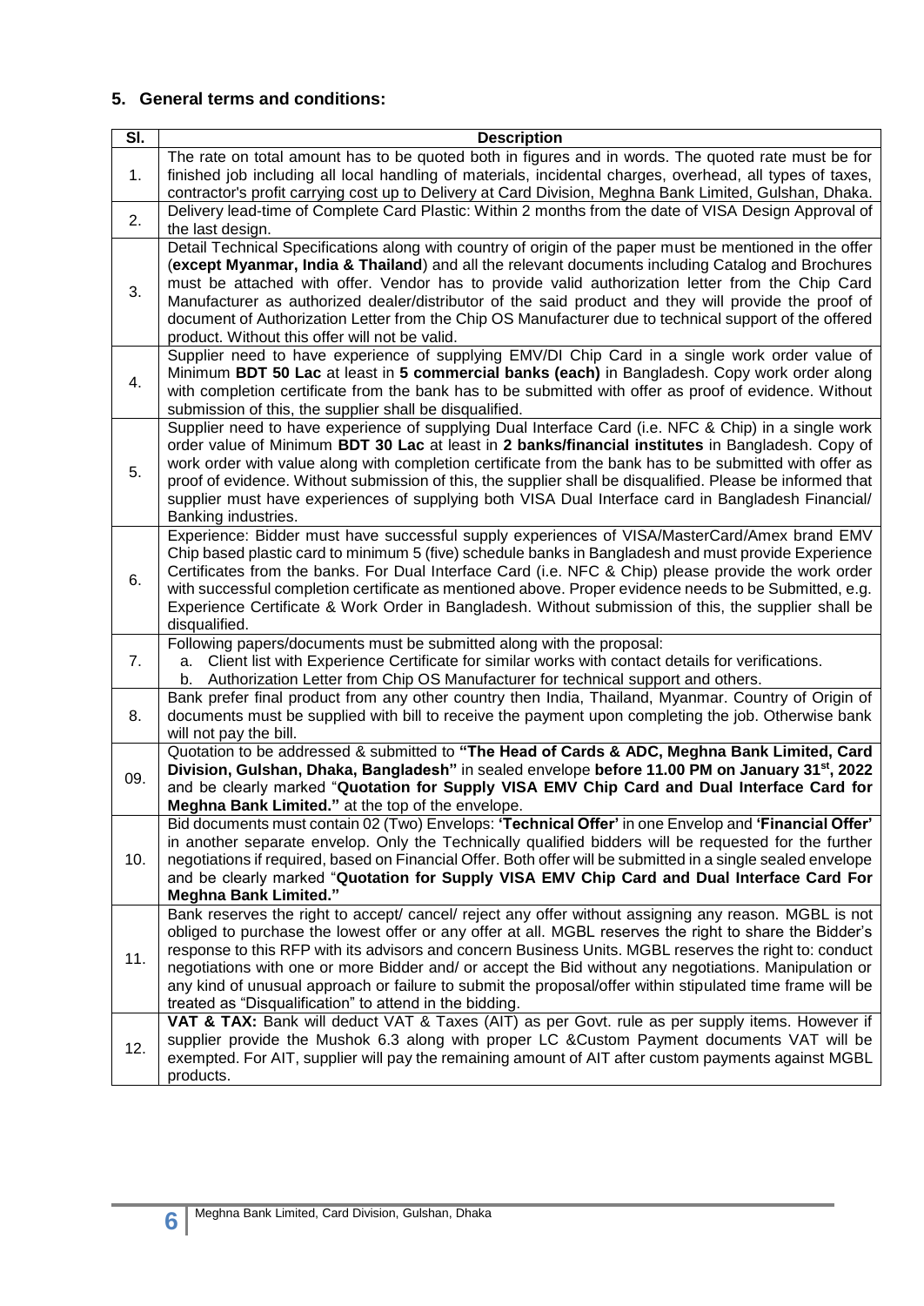## 5. General terms and conditions:

| Sl. | Description |
|---|---|
| 1. | The rate on total amount has to be quoted both in figures and in words. The quoted rate must be for finished job including all local handling of materials, incidental charges, overhead, all types of taxes, contractor's profit carrying cost up to Delivery at Card Division, Meghna Bank Limited, Gulshan, Dhaka. |
| 2. | Delivery lead-time of Complete Card Plastic: Within 2 months from the date of VISA Design Approval of the last design. |
| 3. | Detail Technical Specifications along with country of origin of the paper must be mentioned in the offer (**except Myanmar, India & Thailand**) and all the relevant documents including Catalog and Brochures must be attached with offer. Vendor has to provide valid authorization letter from the Chip Card Manufacturer as authorized dealer/distributor of the said product and they will provide the proof of document of Authorization Letter from the Chip OS Manufacturer due to technical support of the offered product. Without this offer will not be valid. |
| 4. | Supplier need to have experience of supplying EMV/DI Chip Card in a single work order value of Minimum **BDT 50 Lac** at least in **5 commercial banks (each)** in Bangladesh. Copy work order along with completion certificate from the bank has to be submitted with offer as proof of evidence. Without submission of this, the supplier shall be disqualified. |
| 5. | Supplier need to have experience of supplying Dual Interface Card (i.e. NFC & Chip) in a single work order value of Minimum **BDT 30 Lac** at least in **2 banks/financial institutes** in Bangladesh. Copy of work order with value along with completion certificate from the bank has to be submitted with offer as proof of evidence. Without submission of this, the supplier shall be disqualified. Please be informed that supplier must have experiences of supplying both VISA Dual Interface card in Bangladesh Financial/ Banking industries. |
| 6. | Experience: Bidder must have successful supply experiences of VISA/MasterCard/Amex brand EMV Chip based plastic card to minimum 5 (five) schedule banks in Bangladesh and must provide Experience Certificates from the banks. For Dual Interface Card (i.e. NFC & Chip) please provide the work order with successful completion certificate as mentioned above. Proper evidence needs to be Submitted, e.g. Experience Certificate & Work Order in Bangladesh. Without submission of this, the supplier shall be disqualified. |
| 7. | Following papers/documents must be submitted along with the proposal:<br>a. Client list with Experience Certificate for similar works with contact details for verifications.<br>b. Authorization Letter from Chip OS Manufacturer for technical support and others. |
| 8. | Bank prefer final product from any other country then India, Thailand, Myanmar. Country of Origin of documents must be supplied with bill to receive the payment upon completing the job. Otherwise bank will not pay the bill. |
| 09. | Quotation to be addressed & submitted to **"The Head of Cards & ADC, Meghna Bank Limited, Card Division, Gulshan, Dhaka, Bangladesh"** in sealed envelope **before 11.00 PM on January 31st, 2022** and be clearly marked "**Quotation for Supply VISA EMV Chip Card and Dual Interface Card for Meghna Bank Limited."** at the top of the envelope. |
| 10. | Bid documents must contain 02 (Two) Envelops: **'Technical Offer'** in one Envelop and **'Financial Offer'** in another separate envelop. Only the Technically qualified bidders will be requested for the further negotiations if required, based on Financial Offer. Both offer will be submitted in a single sealed envelope and be clearly marked "**Quotation for Supply VISA EMV Chip Card and Dual Interface Card For Meghna Bank Limited."** |
| 11. | Bank reserves the right to accept/ cancel/ reject any offer without assigning any reason. MGBL is not obliged to purchase the lowest offer or any offer at all. MGBL reserves the right to share the Bidder's response to this RFP with its advisors and concern Business Units. MGBL reserves the right to: conduct negotiations with one or more Bidder and/ or accept the Bid without any negotiations. Manipulation or any kind of unusual approach or failure to submit the proposal/offer within stipulated time frame will be treated as "Disqualification" to attend in the bidding. |
| 12. | **VAT & TAX:** Bank will deduct VAT & Taxes (AIT) as per Govt. rule as per supply items. However if supplier provide the Mushok 6.3 along with proper LC &Custom Payment documents VAT will be exempted. For AIT, supplier will pay the remaining amount of AIT after custom payments against MGBL products. |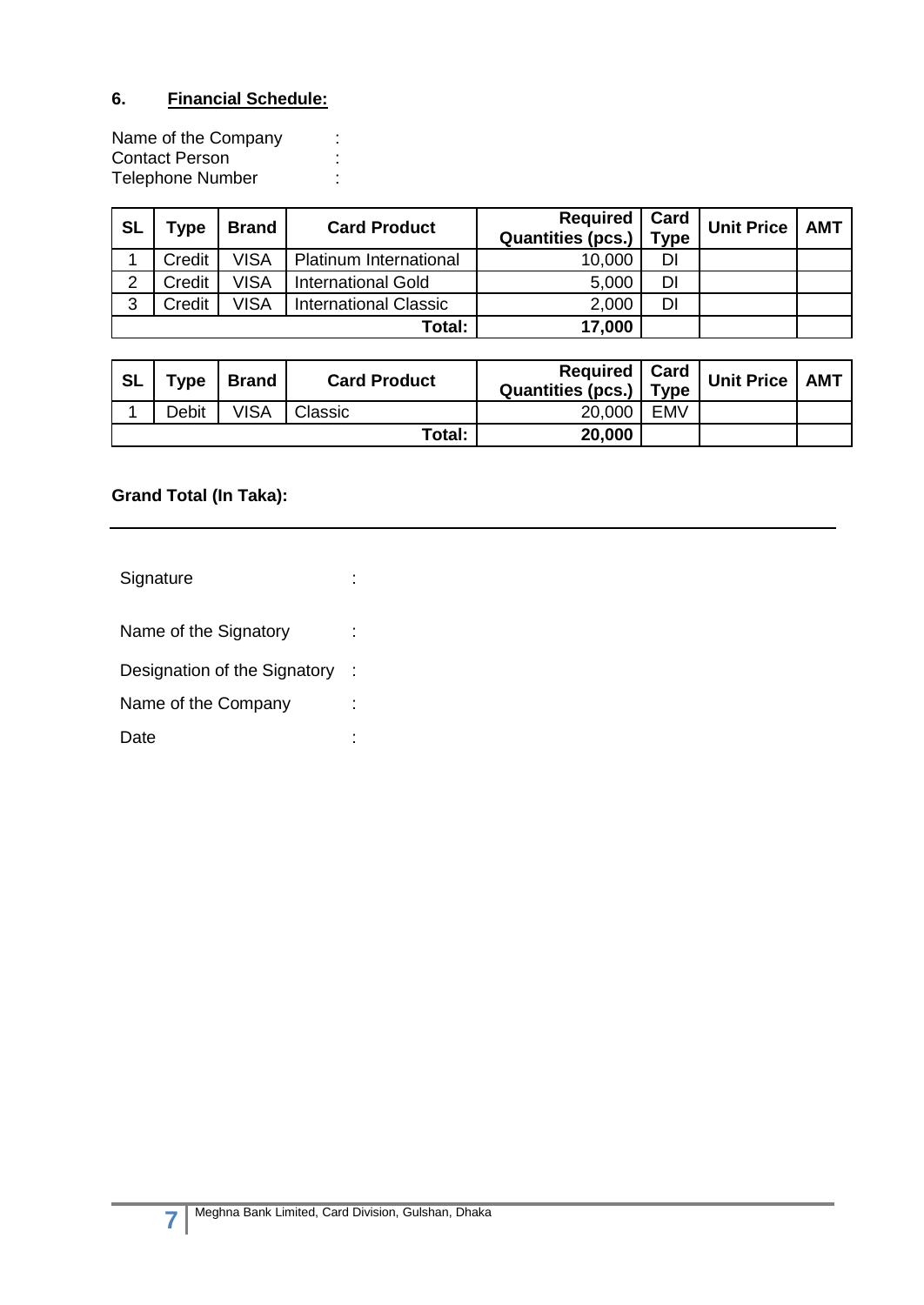## 6. Financial Schedule:

Name of the Company :
Contact Person :
Telephone Number :

| SL | Type | Brand | Card Product | Required Quantities (pcs.) | Card Type | Unit Price | AMT |
|---|---|---|---|---|---|---|---|
| 1 | Credit | VISA | Platinum International | 10,000 | DI | | |
| 2 | Credit | VISA | International Gold | 5,000 | DI | | |
| 3 | Credit | VISA | International Classic | 2,000 | DI | | |
| | | | **Total:** | **17,000** | | | |

| SL | Type | Brand | Card Product | Required Quantities (pcs.) | Card Type | Unit Price | AMT |
|---|---|---|---|---|---|---|---|
| 1 | Debit | VISA | Classic | 20,000 | EMV | | |
| | | | **Total:** | **20,000** | | | |

**Grand Total (In Taka):**

---

Signature :

Name of the Signatory :

Designation of the Signatory :

Name of the Company :

Date :